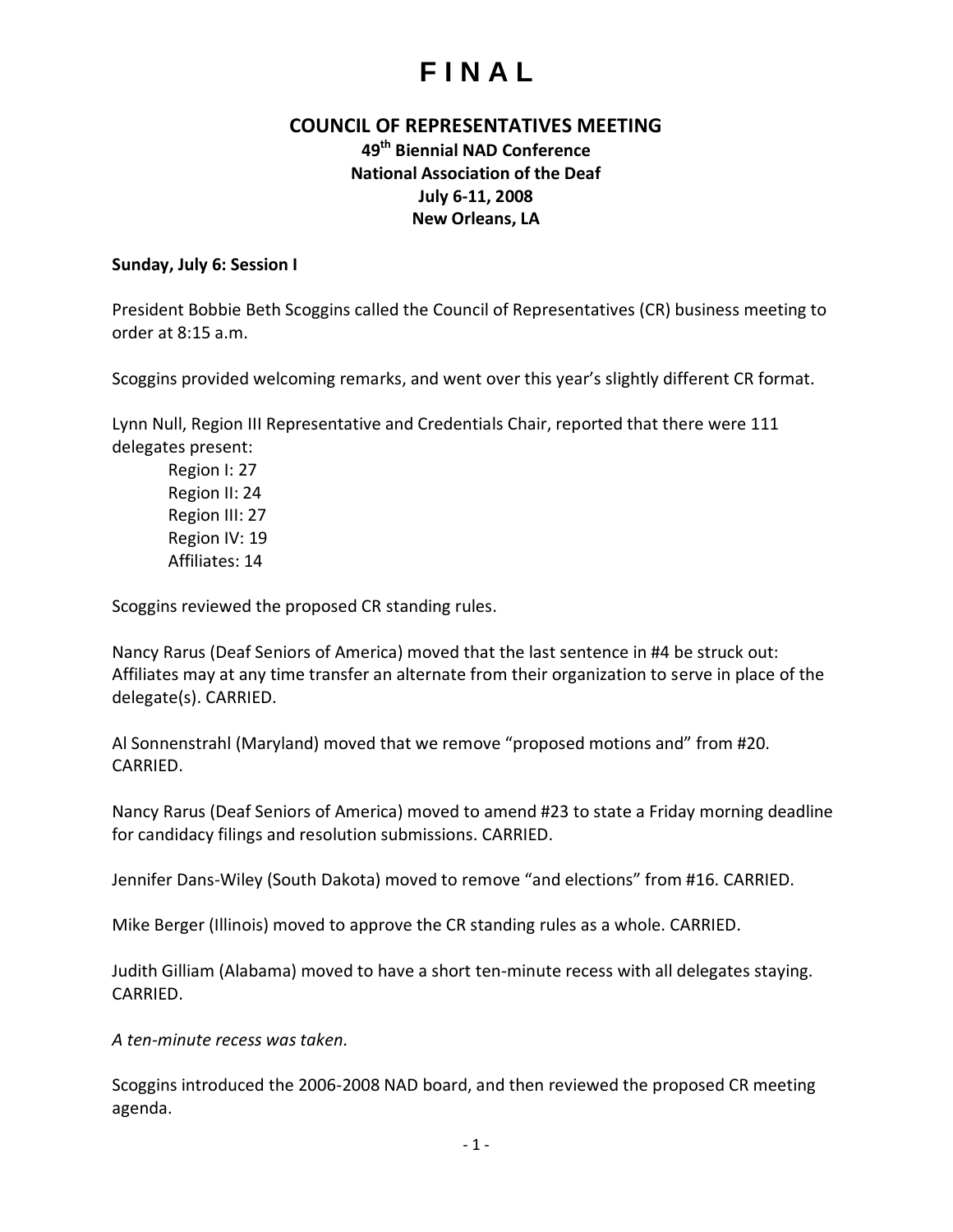# F I N A L

## COUNCIL OF REPRESENTATIVES MEETING

### 49th Biennial NAD Conference
### National Association of the Deaf
### July 6-11, 2008
### New Orleans, LA

**Sunday, July 6: Session I**

President Bobbie Beth Scoggins called the Council of Representatives (CR) business meeting to order at 8:15 a.m.

Scoggins provided welcoming remarks, and went over this year's slightly different CR format.

Lynn Null, Region III Representative and Credentials Chair, reported that there were 111 delegates present:

- Region I: 27
- Region II: 24
- Region III: 27
- Region IV: 19
- Affiliates: 14

Scoggins reviewed the proposed CR standing rules.

Nancy Rarus (Deaf Seniors of America) moved that the last sentence in #4 be struck out: Affiliates may at any time transfer an alternate from their organization to serve in place of the delegate(s). CARRIED.

Al Sonnenstrahl (Maryland) moved that we remove "proposed motions and" from #20. CARRIED.

Nancy Rarus (Deaf Seniors of America) moved to amend #23 to state a Friday morning deadline for candidacy filings and resolution submissions. CARRIED.

Jennifer Dans-Wiley (South Dakota) moved to remove "and elections" from #16. CARRIED.

Mike Berger (Illinois) moved to approve the CR standing rules as a whole. CARRIED.

Judith Gilliam (Alabama) moved to have a short ten-minute recess with all delegates staying. CARRIED.

*A ten-minute recess was taken.*

Scoggins introduced the 2006-2008 NAD board, and then reviewed the proposed CR meeting agenda.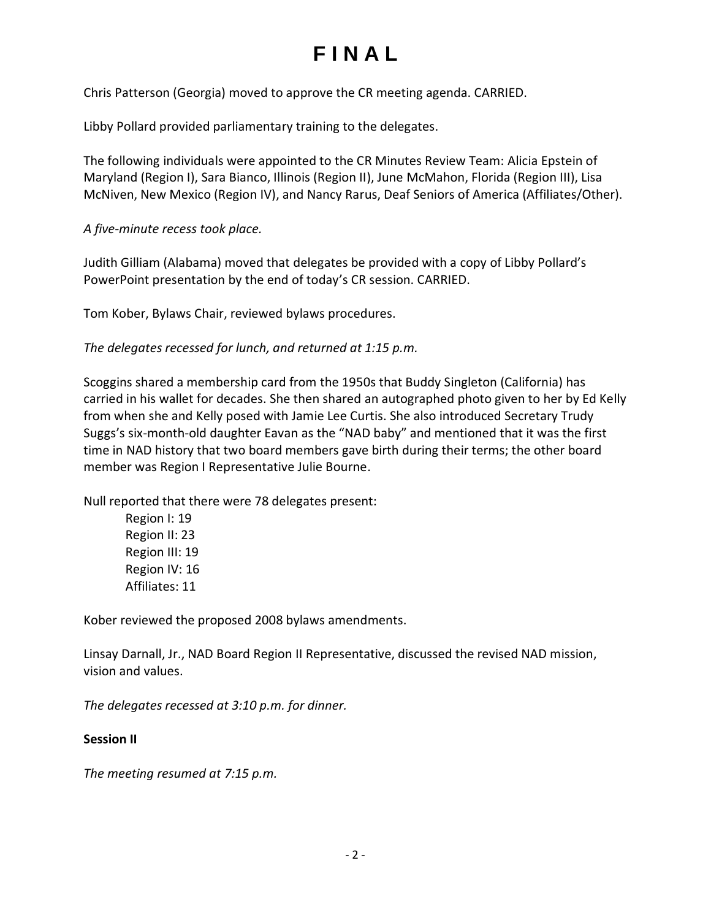# FINAL

Chris Patterson (Georgia) moved to approve the CR meeting agenda. CARRIED.

Libby Pollard provided parliamentary training to the delegates.

The following individuals were appointed to the CR Minutes Review Team: Alicia Epstein of Maryland (Region I), Sara Bianco, Illinois (Region II), June McMahon, Florida (Region III), Lisa McNiven, New Mexico (Region IV), and Nancy Rarus, Deaf Seniors of America (Affiliates/Other).

*A five-minute recess took place.*

Judith Gilliam (Alabama) moved that delegates be provided with a copy of Libby Pollard's PowerPoint presentation by the end of today's CR session. CARRIED.

Tom Kober, Bylaws Chair, reviewed bylaws procedures.

*The delegates recessed for lunch, and returned at 1:15 p.m.*

Scoggins shared a membership card from the 1950s that Buddy Singleton (California) has carried in his wallet for decades. She then shared an autographed photo given to her by Ed Kelly from when she and Kelly posed with Jamie Lee Curtis. She also introduced Secretary Trudy Suggs's six-month-old daughter Eavan as the "NAD baby" and mentioned that it was the first time in NAD history that two board members gave birth during their terms; the other board member was Region I Representative Julie Bourne.

Null reported that there were 78 delegates present:

- Region I: 19
- Region II: 23
- Region III: 19
- Region IV: 16
- Affiliates: 11

Kober reviewed the proposed 2008 bylaws amendments.

Linsay Darnall, Jr., NAD Board Region II Representative, discussed the revised NAD mission, vision and values.

*The delegates recessed at 3:10 p.m. for dinner.*

**Session II**

*The meeting resumed at 7:15 p.m.*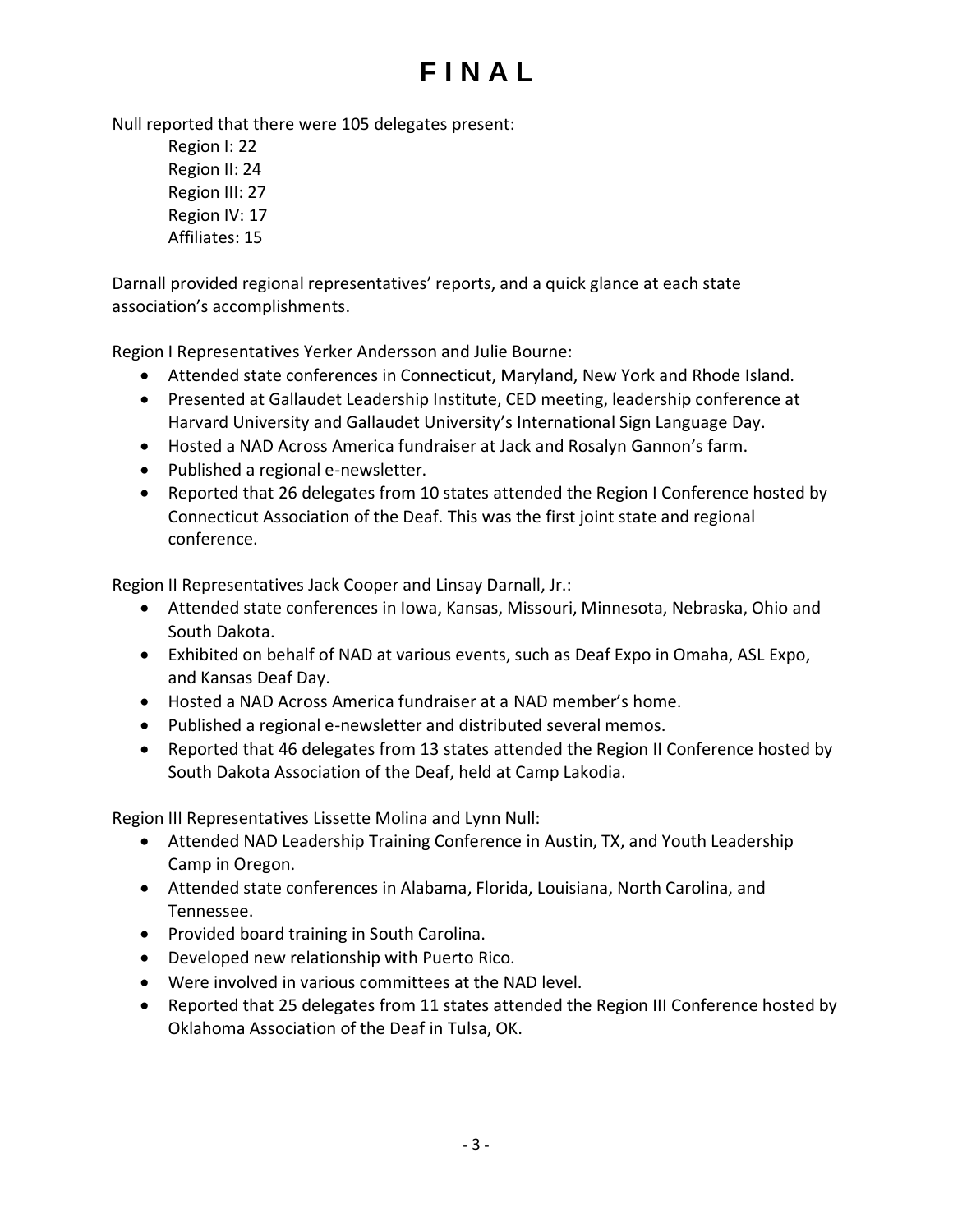Null reported that there were 105 delegates present:

Region I: 22
Region II: 24
Region III: 27
Region IV: 17
Affiliates: 15

Darnall provided regional representatives' reports, and a quick glance at each state association's accomplishments.

Region I Representatives Yerker Andersson and Julie Bourne:

- Attended state conferences in Connecticut, Maryland, New York and Rhode Island.
- Presented at Gallaudet Leadership Institute, CED meeting, leadership conference at Harvard University and Gallaudet University's International Sign Language Day.
- Hosted a NAD Across America fundraiser at Jack and Rosalyn Gannon's farm.
- Published a regional e-newsletter.
- Reported that 26 delegates from 10 states attended the Region I Conference hosted by Connecticut Association of the Deaf. This was the first joint state and regional conference.

Region II Representatives Jack Cooper and Linsay Darnall, Jr.:

- Attended state conferences in Iowa, Kansas, Missouri, Minnesota, Nebraska, Ohio and South Dakota.
- Exhibited on behalf of NAD at various events, such as Deaf Expo in Omaha, ASL Expo, and Kansas Deaf Day.
- Hosted a NAD Across America fundraiser at a NAD member's home.
- Published a regional e-newsletter and distributed several memos.
- Reported that 46 delegates from 13 states attended the Region II Conference hosted by South Dakota Association of the Deaf, held at Camp Lakodia.

Region III Representatives Lissette Molina and Lynn Null:

- Attended NAD Leadership Training Conference in Austin, TX, and Youth Leadership Camp in Oregon.
- Attended state conferences in Alabama, Florida, Louisiana, North Carolina, and Tennessee.
- Provided board training in South Carolina.
- Developed new relationship with Puerto Rico.
- Were involved in various committees at the NAD level.
- Reported that 25 delegates from 11 states attended the Region III Conference hosted by Oklahoma Association of the Deaf in Tulsa, OK.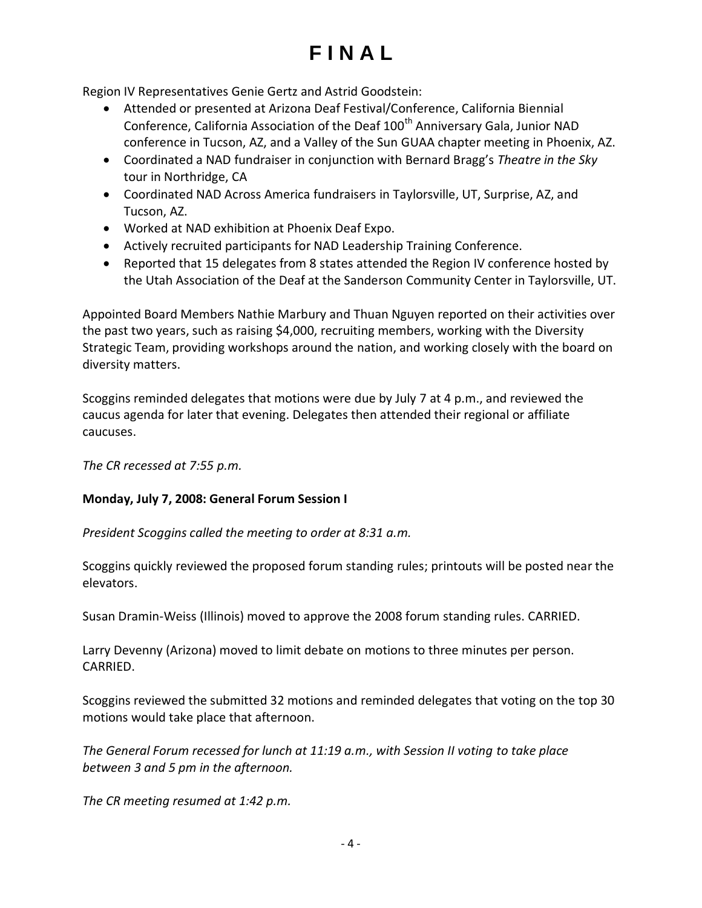# F I N A L

Region IV Representatives Genie Gertz and Astrid Goodstein:

- Attended or presented at Arizona Deaf Festival/Conference, California Biennial Conference, California Association of the Deaf 100th Anniversary Gala, Junior NAD conference in Tucson, AZ, and a Valley of the Sun GUAA chapter meeting in Phoenix, AZ.
- Coordinated a NAD fundraiser in conjunction with Bernard Bragg's *Theatre in the Sky* tour in Northridge, CA
- Coordinated NAD Across America fundraisers in Taylorsville, UT, Surprise, AZ, and Tucson, AZ.
- Worked at NAD exhibition at Phoenix Deaf Expo.
- Actively recruited participants for NAD Leadership Training Conference.
- Reported that 15 delegates from 8 states attended the Region IV conference hosted by the Utah Association of the Deaf at the Sanderson Community Center in Taylorsville, UT.

Appointed Board Members Nathie Marbury and Thuan Nguyen reported on their activities over the past two years, such as raising $4,000, recruiting members, working with the Diversity Strategic Team, providing workshops around the nation, and working closely with the board on diversity matters.

Scoggins reminded delegates that motions were due by July 7 at 4 p.m., and reviewed the caucus agenda for later that evening. Delegates then attended their regional or affiliate caucuses.

*The CR recessed at 7:55 p.m.*

**Monday, July 7, 2008: General Forum Session I**

*President Scoggins called the meeting to order at 8:31 a.m.*

Scoggins quickly reviewed the proposed forum standing rules; printouts will be posted near the elevators.

Susan Dramin-Weiss (Illinois) moved to approve the 2008 forum standing rules. CARRIED.

Larry Devenny (Arizona) moved to limit debate on motions to three minutes per person. CARRIED.

Scoggins reviewed the submitted 32 motions and reminded delegates that voting on the top 30 motions would take place that afternoon.

*The General Forum recessed for lunch at 11:19 a.m., with Session II voting to take place between 3 and 5 pm in the afternoon.*

*The CR meeting resumed at 1:42 p.m.*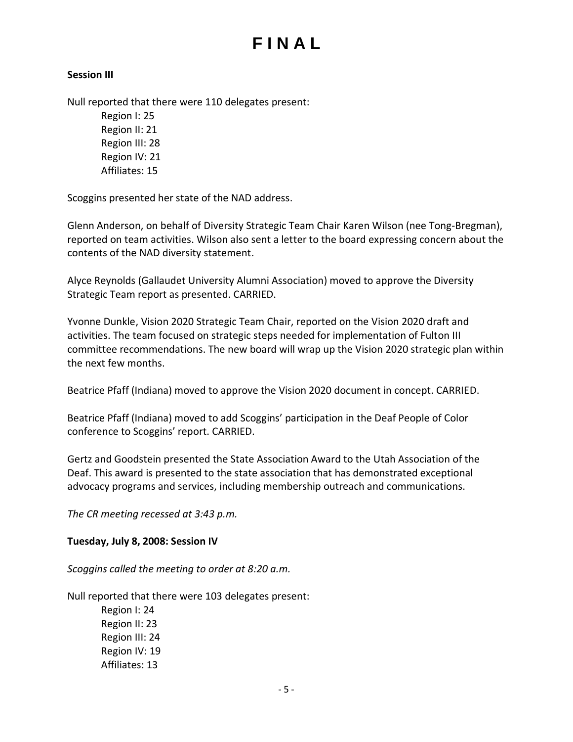**Session III**

Null reported that there were 110 delegates present:

Region I: 25
Region II: 21
Region III: 28
Region IV: 21
Affiliates: 15

Scoggins presented her state of the NAD address.

Glenn Anderson, on behalf of Diversity Strategic Team Chair Karen Wilson (nee Tong-Bregman), reported on team activities. Wilson also sent a letter to the board expressing concern about the contents of the NAD diversity statement.

Alyce Reynolds (Gallaudet University Alumni Association) moved to approve the Diversity Strategic Team report as presented. CARRIED.

Yvonne Dunkle, Vision 2020 Strategic Team Chair, reported on the Vision 2020 draft and activities. The team focused on strategic steps needed for implementation of Fulton III committee recommendations. The new board will wrap up the Vision 2020 strategic plan within the next few months.

Beatrice Pfaff (Indiana) moved to approve the Vision 2020 document in concept. CARRIED.

Beatrice Pfaff (Indiana) moved to add Scoggins' participation in the Deaf People of Color conference to Scoggins' report. CARRIED.

Gertz and Goodstein presented the State Association Award to the Utah Association of the Deaf. This award is presented to the state association that has demonstrated exceptional advocacy programs and services, including membership outreach and communications.

*The CR meeting recessed at 3:43 p.m.*

**Tuesday, July 8, 2008: Session IV**

*Scoggins called the meeting to order at 8:20 a.m.*

Null reported that there were 103 delegates present:

Region I: 24
Region II: 23
Region III: 24
Region IV: 19
Affiliates: 13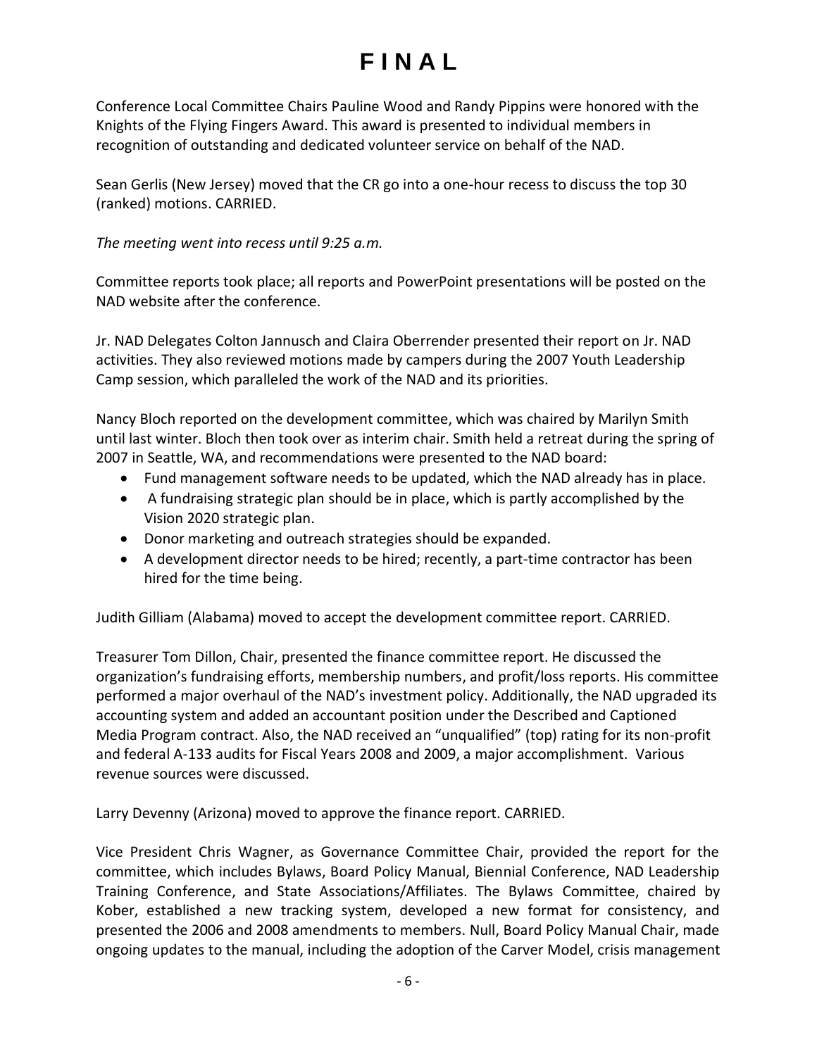# FINAL

Conference Local Committee Chairs Pauline Wood and Randy Pippins were honored with the Knights of the Flying Fingers Award. This award is presented to individual members in recognition of outstanding and dedicated volunteer service on behalf of the NAD.

Sean Gerlis (New Jersey) moved that the CR go into a one-hour recess to discuss the top 30 (ranked) motions. CARRIED.

*The meeting went into recess until 9:25 a.m.*

Committee reports took place; all reports and PowerPoint presentations will be posted on the NAD website after the conference.

Jr. NAD Delegates Colton Jannusch and Claira Oberrender presented their report on Jr. NAD activities. They also reviewed motions made by campers during the 2007 Youth Leadership Camp session, which paralleled the work of the NAD and its priorities.

Nancy Bloch reported on the development committee, which was chaired by Marilyn Smith until last winter. Bloch then took over as interim chair. Smith held a retreat during the spring of 2007 in Seattle, WA, and recommendations were presented to the NAD board:

- Fund management software needs to be updated, which the NAD already has in place.
- A fundraising strategic plan should be in place, which is partly accomplished by the Vision 2020 strategic plan.
- Donor marketing and outreach strategies should be expanded.
- A development director needs to be hired; recently, a part-time contractor has been hired for the time being.

Judith Gilliam (Alabama) moved to accept the development committee report. CARRIED.

Treasurer Tom Dillon, Chair, presented the finance committee report. He discussed the organization's fundraising efforts, membership numbers, and profit/loss reports. His committee performed a major overhaul of the NAD's investment policy. Additionally, the NAD upgraded its accounting system and added an accountant position under the Described and Captioned Media Program contract. Also, the NAD received an "unqualified" (top) rating for its non-profit and federal A-133 audits for Fiscal Years 2008 and 2009, a major accomplishment. Various revenue sources were discussed.

Larry Devenny (Arizona) moved to approve the finance report. CARRIED.

Vice President Chris Wagner, as Governance Committee Chair, provided the report for the committee, which includes Bylaws, Board Policy Manual, Biennial Conference, NAD Leadership Training Conference, and State Associations/Affiliates. The Bylaws Committee, chaired by Kober, established a new tracking system, developed a new format for consistency, and presented the 2006 and 2008 amendments to members. Null, Board Policy Manual Chair, made ongoing updates to the manual, including the adoption of the Carver Model, crisis management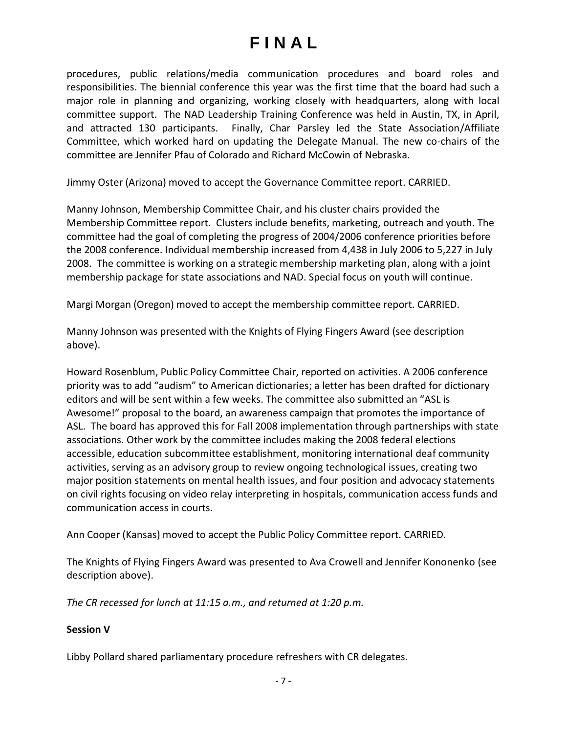procedures, public relations/media communication procedures and board roles and responsibilities. The biennial conference this year was the first time that the board had such a major role in planning and organizing, working closely with headquarters, along with local committee support. The NAD Leadership Training Conference was held in Austin, TX, in April, and attracted 130 participants. Finally, Char Parsley led the State Association/Affiliate Committee, which worked hard on updating the Delegate Manual. The new co-chairs of the committee are Jennifer Pfau of Colorado and Richard McCowin of Nebraska.

Jimmy Oster (Arizona) moved to accept the Governance Committee report. CARRIED.

Manny Johnson, Membership Committee Chair, and his cluster chairs provided the Membership Committee report. Clusters include benefits, marketing, outreach and youth. The committee had the goal of completing the progress of 2004/2006 conference priorities before the 2008 conference. Individual membership increased from 4,438 in July 2006 to 5,227 in July 2008. The committee is working on a strategic membership marketing plan, along with a joint membership package for state associations and NAD. Special focus on youth will continue.

Margi Morgan (Oregon) moved to accept the membership committee report. CARRIED.

Manny Johnson was presented with the Knights of Flying Fingers Award (see description above).

Howard Rosenblum, Public Policy Committee Chair, reported on activities. A 2006 conference priority was to add "audism" to American dictionaries; a letter has been drafted for dictionary editors and will be sent within a few weeks. The committee also submitted an "ASL is Awesome!" proposal to the board, an awareness campaign that promotes the importance of ASL. The board has approved this for Fall 2008 implementation through partnerships with state associations. Other work by the committee includes making the 2008 federal elections accessible, education subcommittee establishment, monitoring international deaf community activities, serving as an advisory group to review ongoing technological issues, creating two major position statements on mental health issues, and four position and advocacy statements on civil rights focusing on video relay interpreting in hospitals, communication access funds and communication access in courts.

Ann Cooper (Kansas) moved to accept the Public Policy Committee report. CARRIED.

The Knights of Flying Fingers Award was presented to Ava Crowell and Jennifer Kononenko (see description above).

*The CR recessed for lunch at 11:15 a.m., and returned at 1:20 p.m.*

**Session V**

Libby Pollard shared parliamentary procedure refreshers with CR delegates.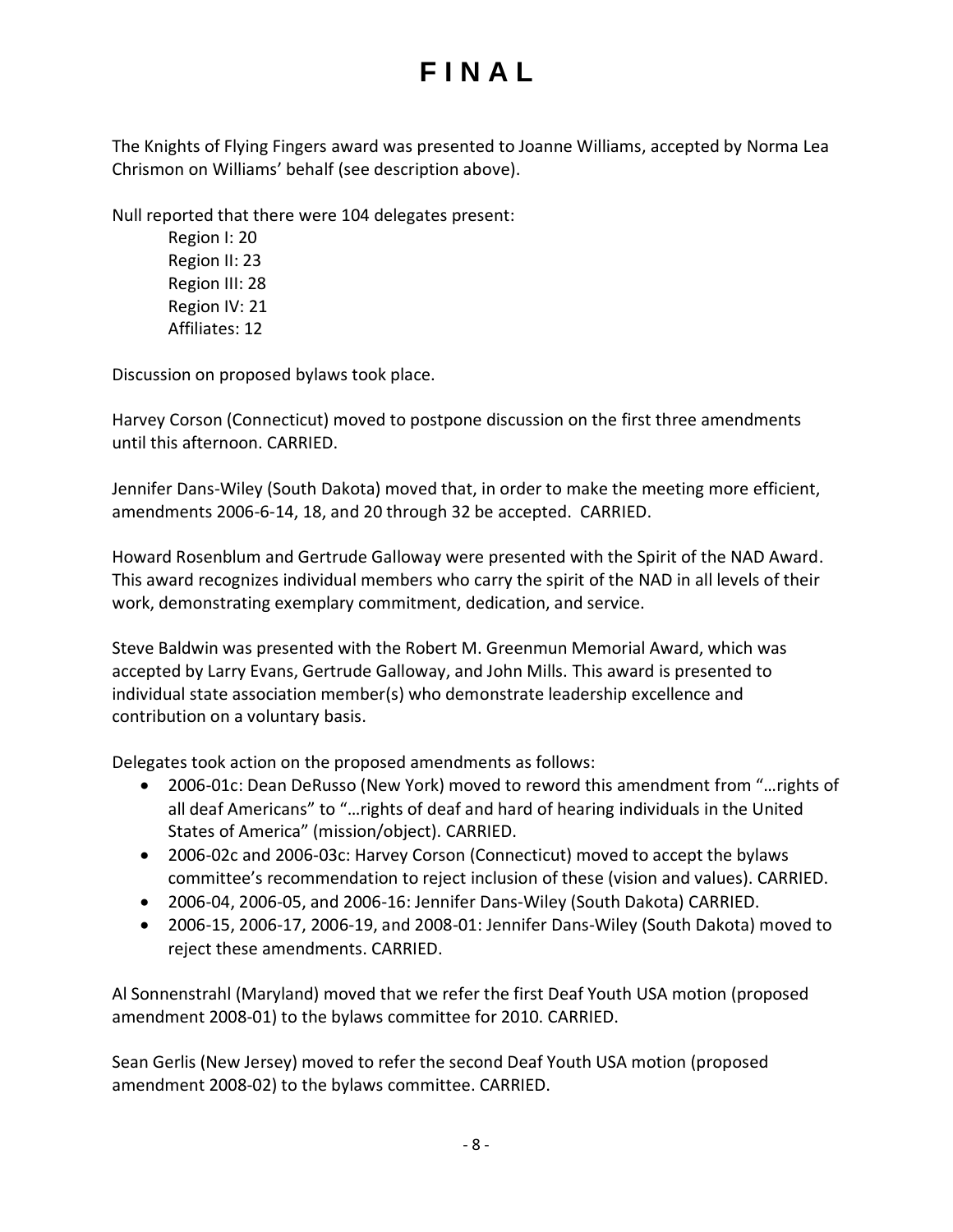# FINAL

The Knights of Flying Fingers award was presented to Joanne Williams, accepted by Norma Lea Chrismon on Williams' behalf (see description above).

Null reported that there were 104 delegates present:

Region I: 20
Region II: 23
Region III: 28
Region IV: 21
Affiliates: 12

Discussion on proposed bylaws took place.

Harvey Corson (Connecticut) moved to postpone discussion on the first three amendments until this afternoon. CARRIED.

Jennifer Dans-Wiley (South Dakota) moved that, in order to make the meeting more efficient, amendments 2006-6-14, 18, and 20 through 32 be accepted. CARRIED.

Howard Rosenblum and Gertrude Galloway were presented with the Spirit of the NAD Award. This award recognizes individual members who carry the spirit of the NAD in all levels of their work, demonstrating exemplary commitment, dedication, and service.

Steve Baldwin was presented with the Robert M. Greenmun Memorial Award, which was accepted by Larry Evans, Gertrude Galloway, and John Mills. This award is presented to individual state association member(s) who demonstrate leadership excellence and contribution on a voluntary basis.

Delegates took action on the proposed amendments as follows:

- 2006-01c: Dean DeRusso (New York) moved to reword this amendment from "…rights of all deaf Americans" to "…rights of deaf and hard of hearing individuals in the United States of America" (mission/object). CARRIED.
- 2006-02c and 2006-03c: Harvey Corson (Connecticut) moved to accept the bylaws committee's recommendation to reject inclusion of these (vision and values). CARRIED.
- 2006-04, 2006-05, and 2006-16: Jennifer Dans-Wiley (South Dakota) CARRIED.
- 2006-15, 2006-17, 2006-19, and 2008-01: Jennifer Dans-Wiley (South Dakota) moved to reject these amendments. CARRIED.

Al Sonnenstrahl (Maryland) moved that we refer the first Deaf Youth USA motion (proposed amendment 2008-01) to the bylaws committee for 2010. CARRIED.

Sean Gerlis (New Jersey) moved to refer the second Deaf Youth USA motion (proposed amendment 2008-02) to the bylaws committee. CARRIED.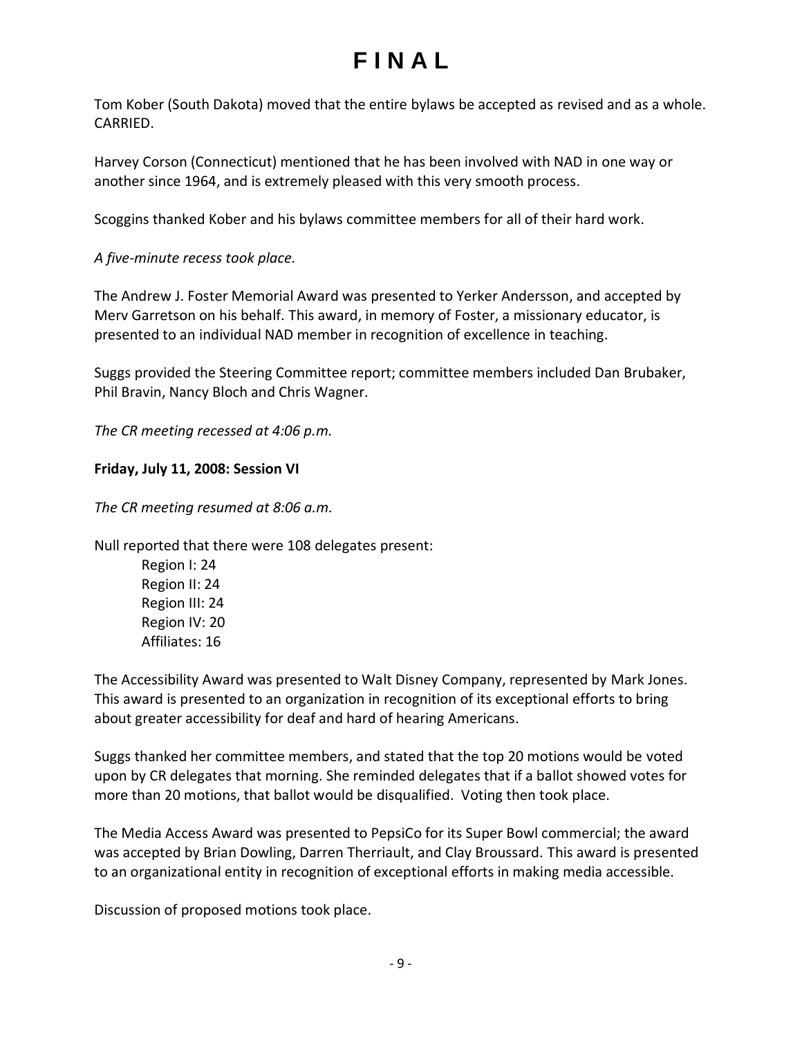Tom Kober (South Dakota) moved that the entire bylaws be accepted as revised and as a whole. CARRIED.

Harvey Corson (Connecticut) mentioned that he has been involved with NAD in one way or another since 1964, and is extremely pleased with this very smooth process.

Scoggins thanked Kober and his bylaws committee members for all of their hard work.

*A five-minute recess took place.*

The Andrew J. Foster Memorial Award was presented to Yerker Andersson, and accepted by Merv Garretson on his behalf. This award, in memory of Foster, a missionary educator, is presented to an individual NAD member in recognition of excellence in teaching.

Suggs provided the Steering Committee report; committee members included Dan Brubaker, Phil Bravin, Nancy Bloch and Chris Wagner.

*The CR meeting recessed at 4:06 p.m.*

**Friday, July 11, 2008: Session VI**

*The CR meeting resumed at 8:06 a.m.*

Null reported that there were 108 delegates present:

- Region I: 24
- Region II: 24
- Region III: 24
- Region IV: 20
- Affiliates: 16

The Accessibility Award was presented to Walt Disney Company, represented by Mark Jones. This award is presented to an organization in recognition of its exceptional efforts to bring about greater accessibility for deaf and hard of hearing Americans.

Suggs thanked her committee members, and stated that the top 20 motions would be voted upon by CR delegates that morning. She reminded delegates that if a ballot showed votes for more than 20 motions, that ballot would be disqualified. Voting then took place.

The Media Access Award was presented to PepsiCo for its Super Bowl commercial; the award was accepted by Brian Dowling, Darren Therriault, and Clay Broussard. This award is presented to an organizational entity in recognition of exceptional efforts in making media accessible.

Discussion of proposed motions took place.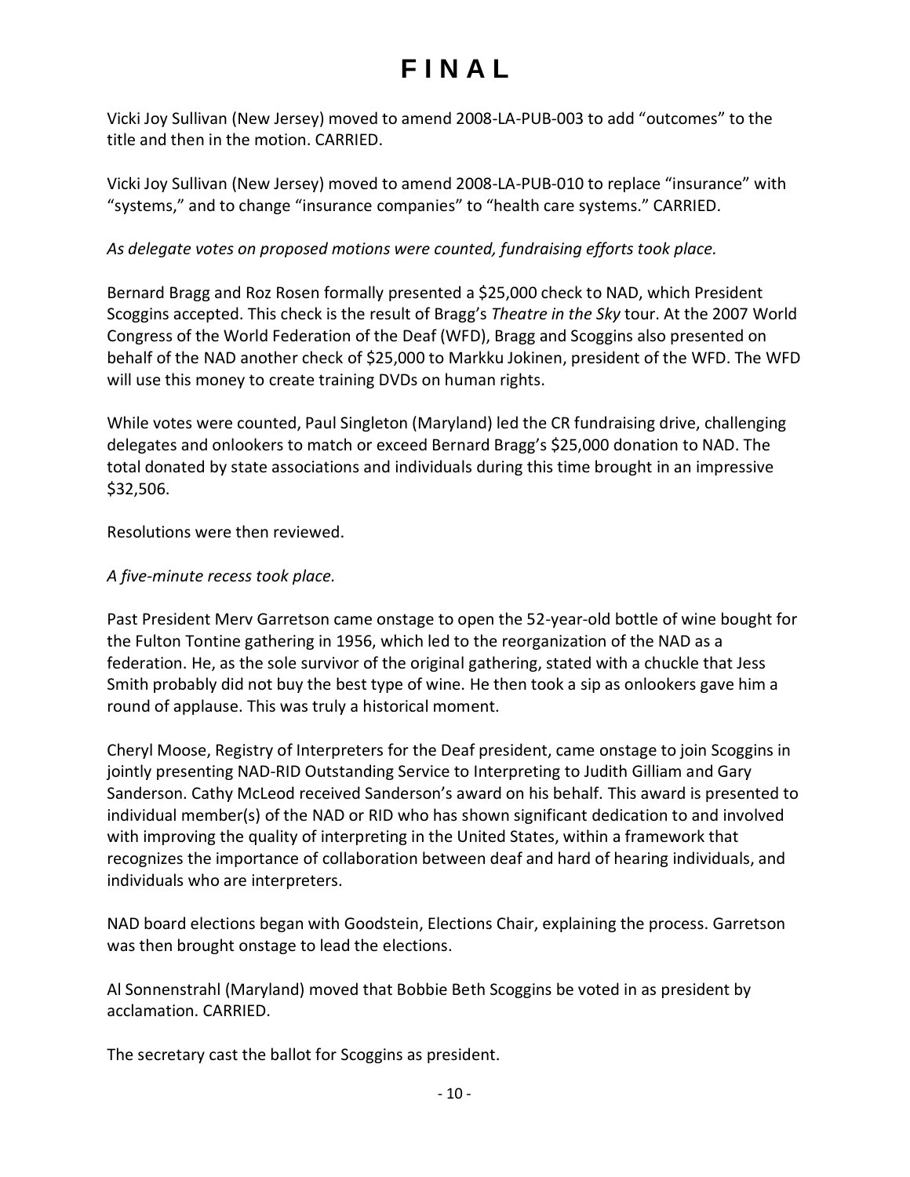Vicki Joy Sullivan (New Jersey) moved to amend 2008-LA-PUB-003 to add "outcomes" to the title and then in the motion. CARRIED.

Vicki Joy Sullivan (New Jersey) moved to amend 2008-LA-PUB-010 to replace "insurance" with "systems," and to change "insurance companies" to "health care systems." CARRIED.

*As delegate votes on proposed motions were counted, fundraising efforts took place.*

Bernard Bragg and Roz Rosen formally presented a $25,000 check to NAD, which President Scoggins accepted. This check is the result of Bragg's *Theatre in the Sky* tour. At the 2007 World Congress of the World Federation of the Deaf (WFD), Bragg and Scoggins also presented on behalf of the NAD another check of $25,000 to Markku Jokinen, president of the WFD. The WFD will use this money to create training DVDs on human rights.

While votes were counted, Paul Singleton (Maryland) led the CR fundraising drive, challenging delegates and onlookers to match or exceed Bernard Bragg's $25,000 donation to NAD. The total donated by state associations and individuals during this time brought in an impressive $32,506.

Resolutions were then reviewed.

*A five-minute recess took place.*

Past President Merv Garretson came onstage to open the 52-year-old bottle of wine bought for the Fulton Tontine gathering in 1956, which led to the reorganization of the NAD as a federation. He, as the sole survivor of the original gathering, stated with a chuckle that Jess Smith probably did not buy the best type of wine. He then took a sip as onlookers gave him a round of applause. This was truly a historical moment.

Cheryl Moose, Registry of Interpreters for the Deaf president, came onstage to join Scoggins in jointly presenting NAD-RID Outstanding Service to Interpreting to Judith Gilliam and Gary Sanderson. Cathy McLeod received Sanderson's award on his behalf. This award is presented to individual member(s) of the NAD or RID who has shown significant dedication to and involved with improving the quality of interpreting in the United States, within a framework that recognizes the importance of collaboration between deaf and hard of hearing individuals, and individuals who are interpreters.

NAD board elections began with Goodstein, Elections Chair, explaining the process. Garretson was then brought onstage to lead the elections.

Al Sonnenstrahl (Maryland) moved that Bobbie Beth Scoggins be voted in as president by acclamation. CARRIED.

The secretary cast the ballot for Scoggins as president.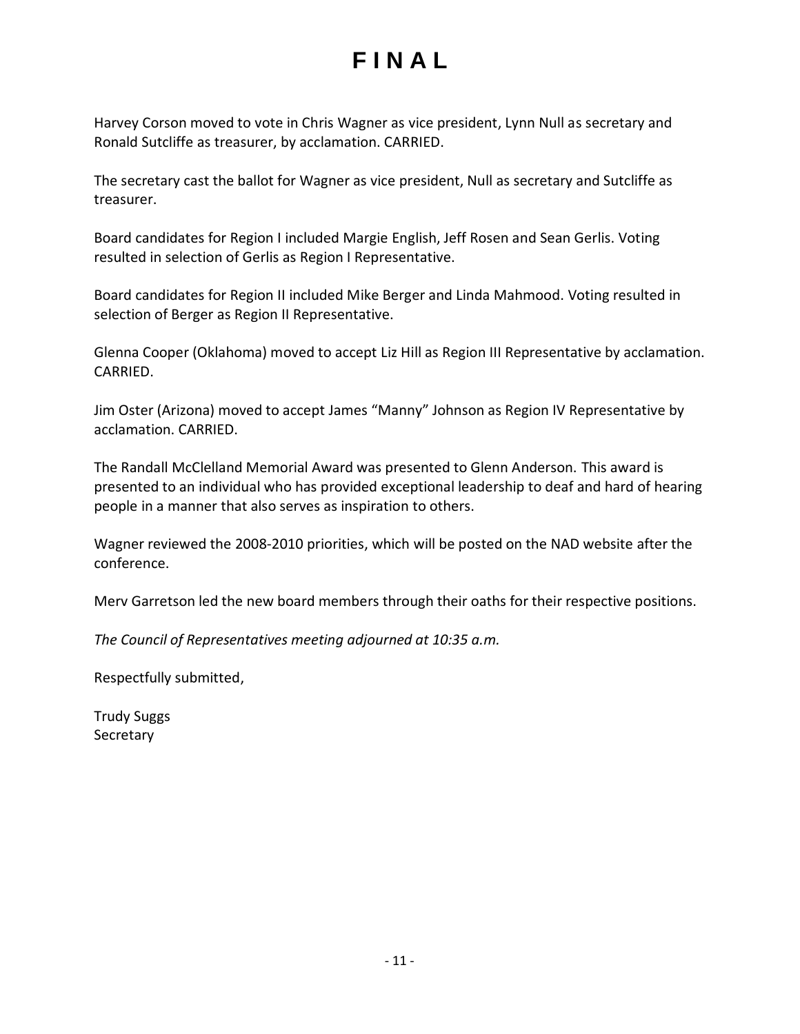# F I N A L

Harvey Corson moved to vote in Chris Wagner as vice president, Lynn Null as secretary and Ronald Sutcliffe as treasurer, by acclamation. CARRIED.

The secretary cast the ballot for Wagner as vice president, Null as secretary and Sutcliffe as treasurer.

Board candidates for Region I included Margie English, Jeff Rosen and Sean Gerlis. Voting resulted in selection of Gerlis as Region I Representative.

Board candidates for Region II included Mike Berger and Linda Mahmood. Voting resulted in selection of Berger as Region II Representative.

Glenna Cooper (Oklahoma) moved to accept Liz Hill as Region III Representative by acclamation. CARRIED.

Jim Oster (Arizona) moved to accept James "Manny" Johnson as Region IV Representative by acclamation. CARRIED.

The Randall McClelland Memorial Award was presented to Glenn Anderson. This award is presented to an individual who has provided exceptional leadership to deaf and hard of hearing people in a manner that also serves as inspiration to others.

Wagner reviewed the 2008-2010 priorities, which will be posted on the NAD website after the conference.

Merv Garretson led the new board members through their oaths for their respective positions.

*The Council of Representatives meeting adjourned at 10:35 a.m.*

Respectfully submitted,

Trudy Suggs
Secretary